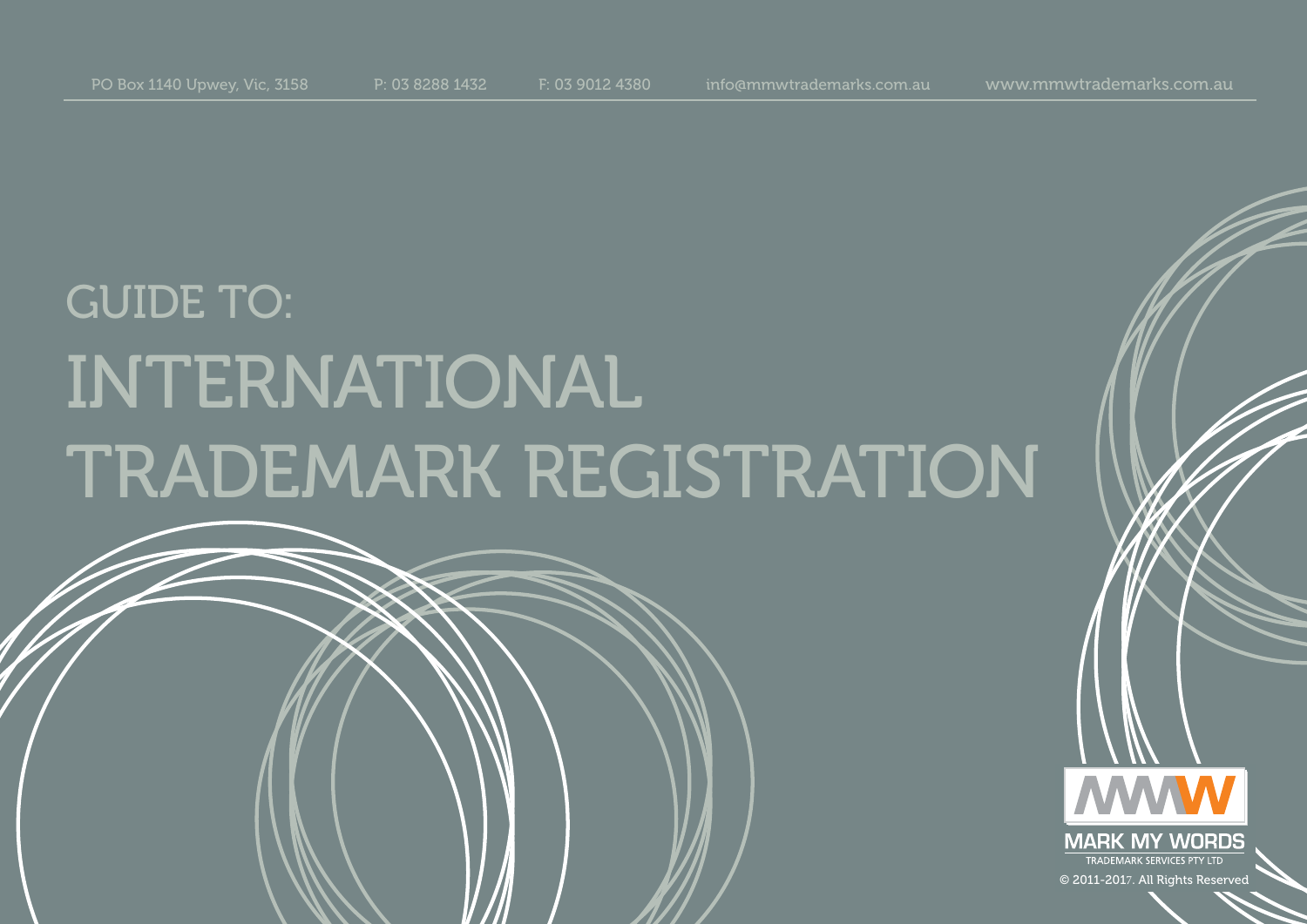PO Box 1140 Upwey, Vic, 3158 P: 03 8288 1432 F: 03 9012 4380 info@mmwtrademarks.com.au www.mmwtrademarks.com.au

# GUIDE TO:

# INTERNATIONAL TRADEMARK REGISTRATION

MARK MY WORDS

TRADEMARK SERVICES PTY LTD

© 2011-2017. All Rights Reserved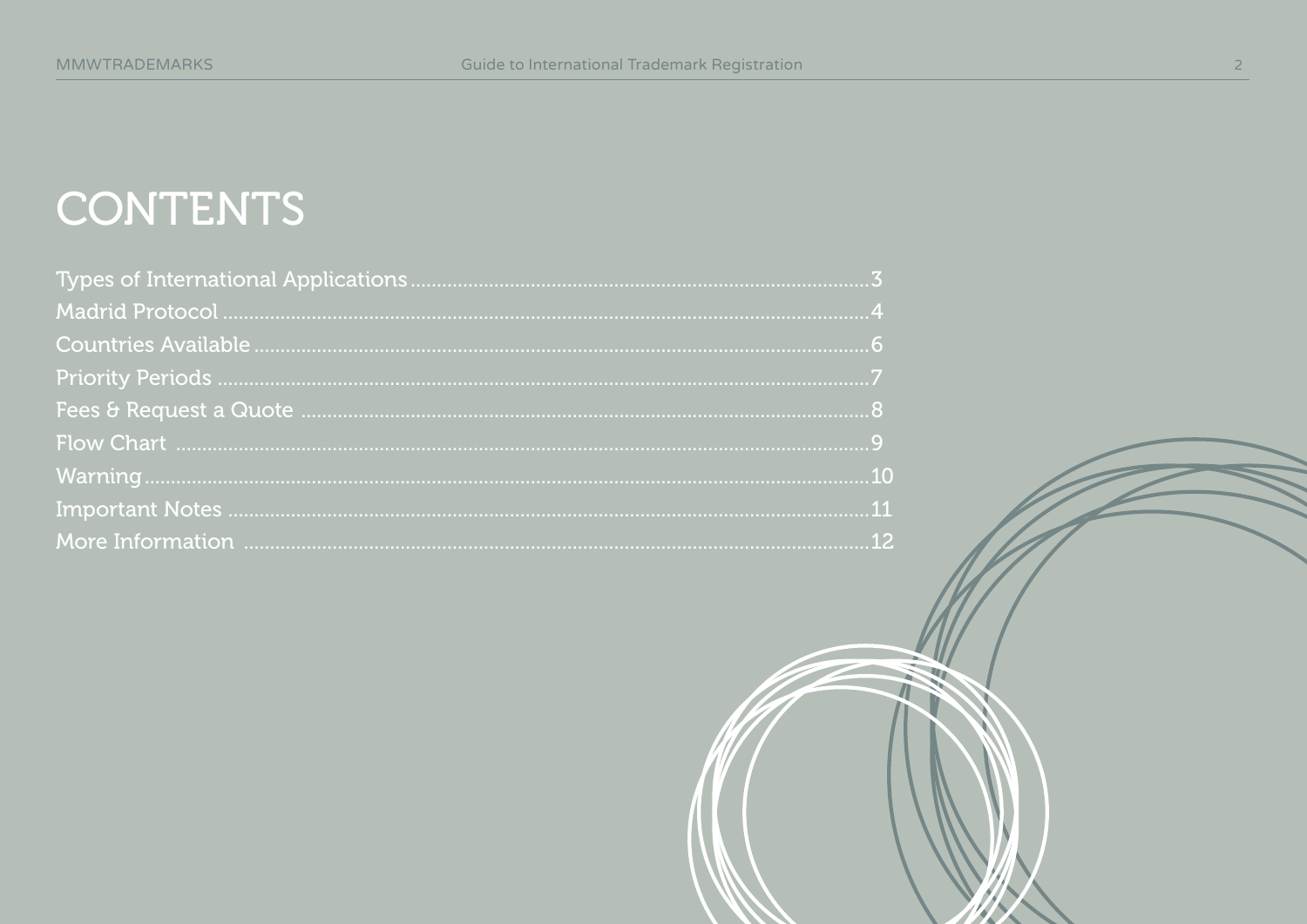# CONTENTS

Types of International Applications....................................................................................3
Madrid Protocol ........................................................................................................................4
Countries Available ..................................................................................................................6
Priority Periods .........................................................................................................................7
Fees & Request a Quote ..........................................................................................................8
Flow Chart .................................................................................................................................9
Warning.......................................................................................................................................10
Important Notes .......................................................................................................................11
More Information .....................................................................................................................12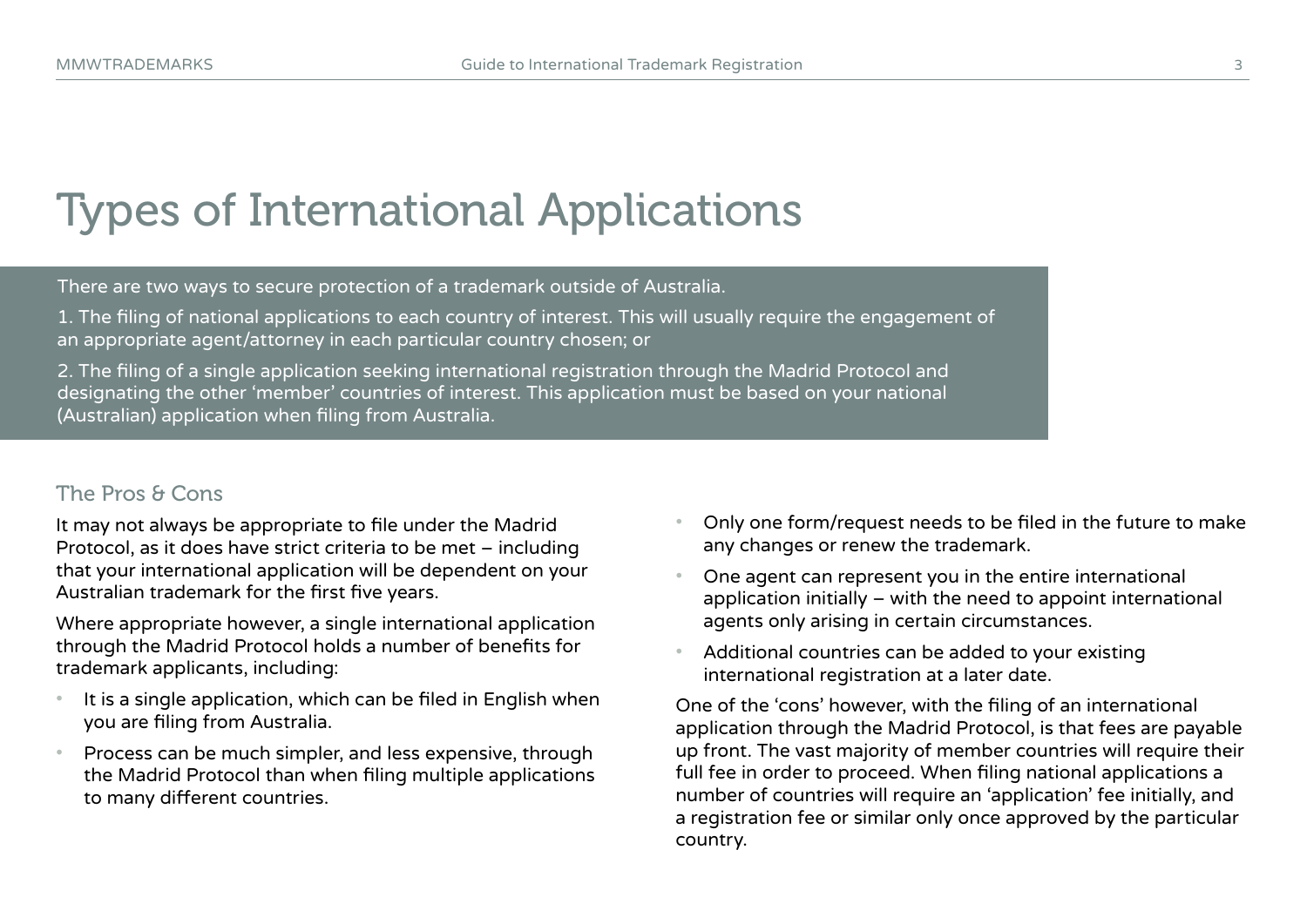# Types of International Applications

There are two ways to secure protection of a trademark outside of Australia.

1. The filing of national applications to each country of interest. This will usually require the engagement of an appropriate agent/attorney in each particular country chosen; or

2. The filing of a single application seeking international registration through the Madrid Protocol and designating the other 'member' countries of interest. This application must be based on your national (Australian) application when filing from Australia.

## The Pros & Cons

It may not always be appropriate to file under the Madrid Protocol, as it does have strict criteria to be met – including that your international application will be dependent on your Australian trademark for the first five years.

Where appropriate however, a single international application through the Madrid Protocol holds a number of benefits for trademark applicants, including:

- It is a single application, which can be filed in English when you are filing from Australia.
- Process can be much simpler, and less expensive, through the Madrid Protocol than when filing multiple applications to many different countries.
- Only one form/request needs to be filed in the future to make any changes or renew the trademark.
- One agent can represent you in the entire international application initially – with the need to appoint international agents only arising in certain circumstances.
- Additional countries can be added to your existing international registration at a later date.

One of the 'cons' however, with the filing of an international application through the Madrid Protocol, is that fees are payable up front. The vast majority of member countries will require their full fee in order to proceed. When filing national applications a number of countries will require an 'application' fee initially, and a registration fee or similar only once approved by the particular country.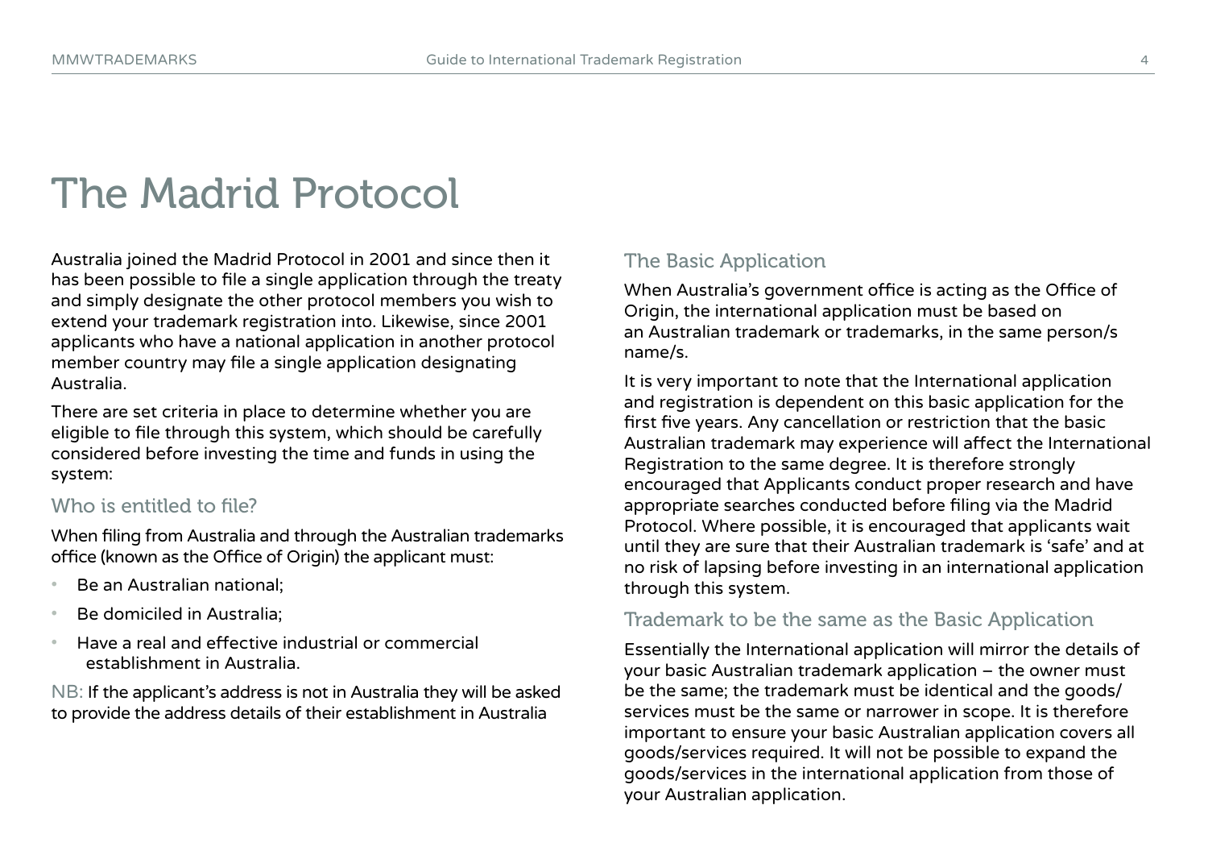# The Madrid Protocol

Australia joined the Madrid Protocol in 2001 and since then it has been possible to file a single application through the treaty and simply designate the other protocol members you wish to extend your trademark registration into. Likewise, since 2001 applicants who have a national application in another protocol member country may file a single application designating Australia.

There are set criteria in place to determine whether you are eligible to file through this system, which should be carefully considered before investing the time and funds in using the system:

## Who is entitled to file?

When filing from Australia and through the Australian trademarks office (known as the Office of Origin) the applicant must:

- Be an Australian national;
- Be domiciled in Australia;
- Have a real and effective industrial or commercial establishment in Australia.

NB: If the applicant's address is not in Australia they will be asked to provide the address details of their establishment in Australia

## The Basic Application

When Australia's government office is acting as the Office of Origin, the international application must be based on an Australian trademark or trademarks, in the same person/s name/s.

It is very important to note that the International application and registration is dependent on this basic application for the first five years. Any cancellation or restriction that the basic Australian trademark may experience will affect the International Registration to the same degree. It is therefore strongly encouraged that Applicants conduct proper research and have appropriate searches conducted before filing via the Madrid Protocol. Where possible, it is encouraged that applicants wait until they are sure that their Australian trademark is 'safe' and at no risk of lapsing before investing in an international application through this system.

## Trademark to be the same as the Basic Application

Essentially the International application will mirror the details of your basic Australian trademark application – the owner must be the same; the trademark must be identical and the goods/services must be the same or narrower in scope. It is therefore important to ensure your basic Australian application covers all goods/services required. It will not be possible to expand the goods/services in the international application from those of your Australian application.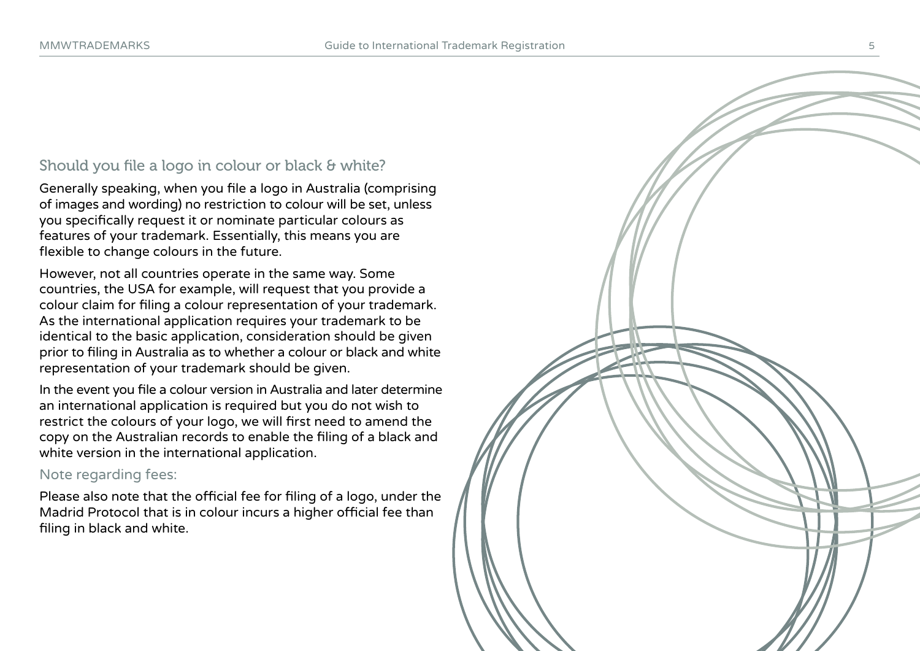## Should you file a logo in colour or black & white?

Generally speaking, when you file a logo in Australia (comprising of images and wording) no restriction to colour will be set, unless you specifically request it or nominate particular colours as features of your trademark. Essentially, this means you are flexible to change colours in the future.

However, not all countries operate in the same way. Some countries, the USA for example, will request that you provide a colour claim for filing a colour representation of your trademark. As the international application requires your trademark to be identical to the basic application, consideration should be given prior to filing in Australia as to whether a colour or black and white representation of your trademark should be given.

In the event you file a colour version in Australia and later determine an international application is required but you do not wish to restrict the colours of your logo, we will first need to amend the copy on the Australian records to enable the filing of a black and white version in the international application.

### Note regarding fees:

Please also note that the official fee for filing of a logo, under the Madrid Protocol that is in colour incurs a higher official fee than filing in black and white.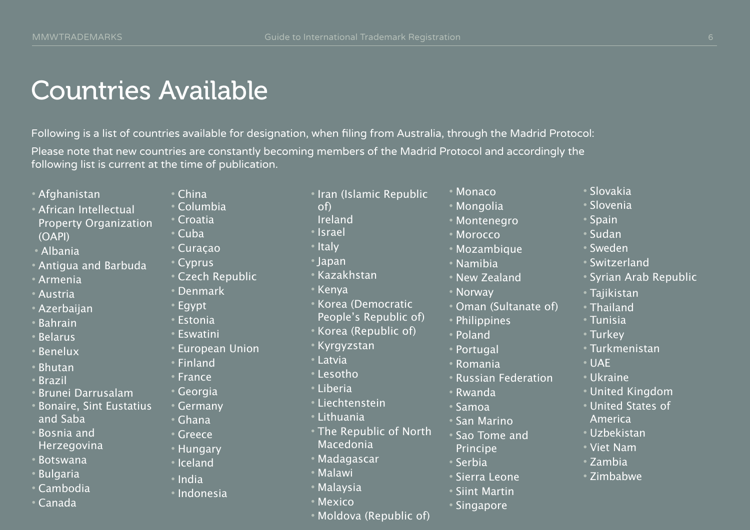# Countries Available

Following is a list of countries available for designation, when filing from Australia, through the Madrid Protocol:

Please note that new countries are constantly becoming members of the Madrid Protocol and accordingly the following list is current at the time of publication.

- Afghanistan
- African Intellectual Property Organization (OAPI)
- Albania
- Antigua and Barbuda
- Armenia
- Austria
- Azerbaijan
- Bahrain
- Belarus
- Benelux
- Bhutan
- Brazil
- Brunei Darrusalam
- Bonaire, Sint Eustatius and Saba
- Bosnia and Herzegovina
- Botswana
- Bulgaria
- Cambodia
- Canada
- China
- Columbia
- Croatia
- Cuba
- Curaçao
- Cyprus
- Czech Republic
- Denmark
- Egypt
- Estonia
- Eswatini
- European Union
- Finland
- France
- Georgia
- Germany
- Ghana
- Greece
- Hungary
- Iceland
- India
- Indonesia
- Iran (Islamic Republic of) Ireland
- Israel
- Italy
- Japan
- Kazakhstan
- Kenya
- Korea (Democratic People's Republic of)
- Korea (Republic of)
- Kyrgyzstan
- Latvia
- Lesotho
- Liberia
- Liechtenstein
- Lithuania
- The Republic of North Macedonia
- Madagascar
- Malawi
- Malaysia
- Mexico
- Moldova (Republic of)
- Monaco
- Mongolia
- Montenegro
- Morocco
- Mozambique
- Namibia
- New Zealand
- Norway
- Oman (Sultanate of)
- Philippines
- Poland
- Portugal
- Romania
- Russian Federation
- Rwanda
- Samoa
- San Marino
- Sao Tome and Principe
- Serbia
- Sierra Leone
- Siint Martin
- Singapore
- Slovakia
- Slovenia
- Spain
- Sudan
- Sweden
- Switzerland
- Syrian Arab Republic
- Tajikistan
- Thailand
- Tunisia
- Turkey
- Turkmenistan
- UAE
- Ukraine
- United Kingdom
- United States of America
- Uzbekistan
- Viet Nam
- Zambia
- Zimbabwe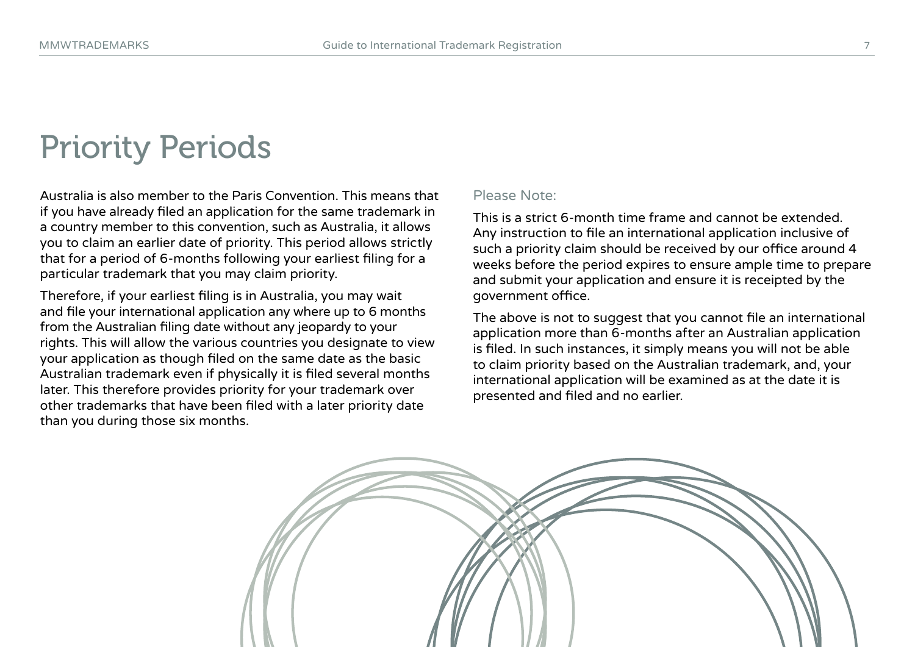# Priority Periods

Australia is also member to the Paris Convention. This means that if you have already filed an application for the same trademark in a country member to this convention, such as Australia, it allows you to claim an earlier date of priority. This period allows strictly that for a period of 6-months following your earliest filing for a particular trademark that you may claim priority.

Therefore, if your earliest filing is in Australia, you may wait and file your international application any where up to 6 months from the Australian filing date without any jeopardy to your rights. This will allow the various countries you designate to view your application as though filed on the same date as the basic Australian trademark even if physically it is filed several months later. This therefore provides priority for your trademark over other trademarks that have been filed with a later priority date than you during those six months.

Please Note:

This is a strict 6-month time frame and cannot be extended. Any instruction to file an international application inclusive of such a priority claim should be received by our office around 4 weeks before the period expires to ensure ample time to prepare and submit your application and ensure it is receipted by the government office.

The above is not to suggest that you cannot file an international application more than 6-months after an Australian application is filed. In such instances, it simply means you will not be able to claim priority based on the Australian trademark, and, your international application will be examined as at the date it is presented and filed and no earlier.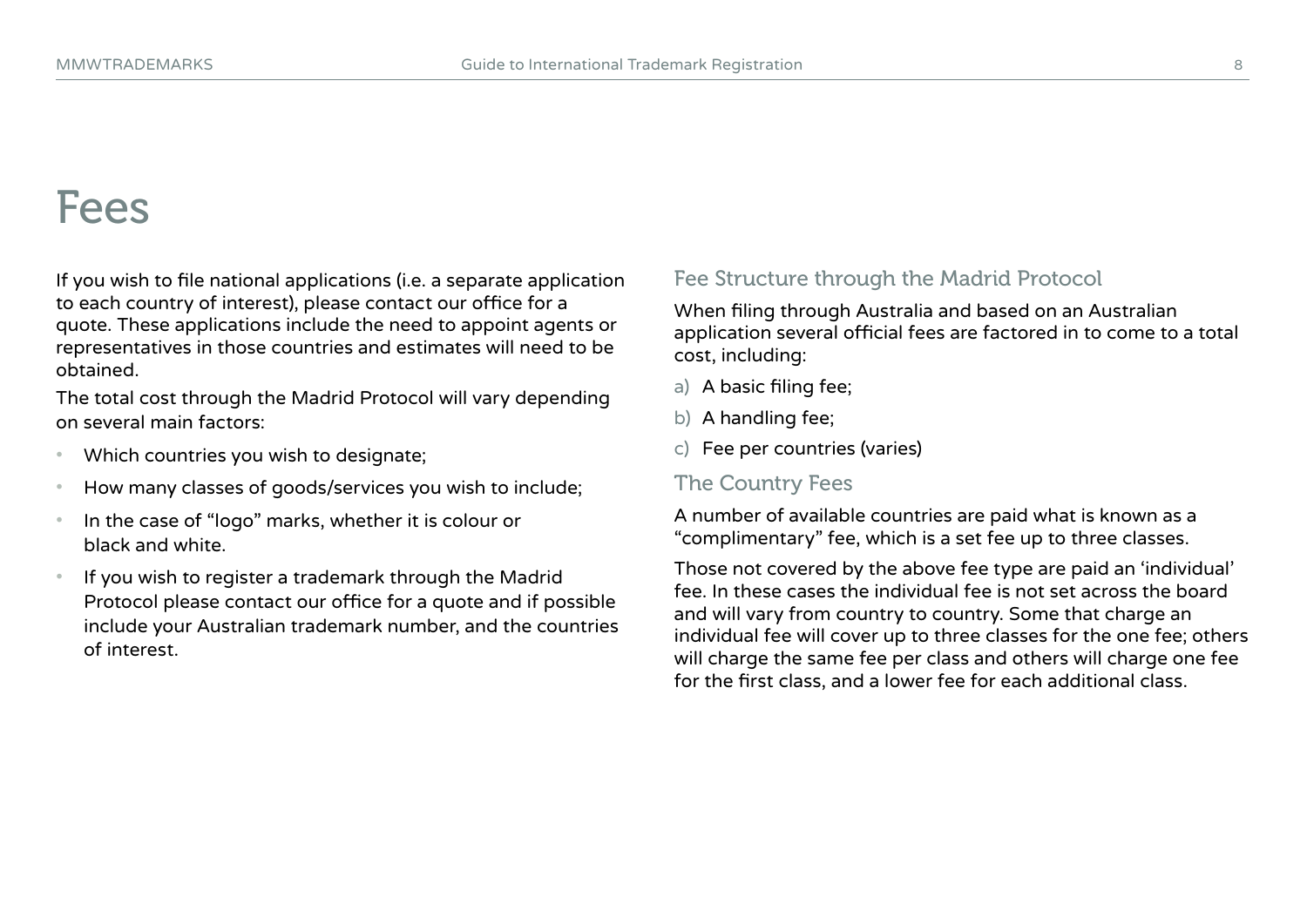# Fees

If you wish to file national applications (i.e. a separate application to each country of interest), please contact our office for a quote. These applications include the need to appoint agents or representatives in those countries and estimates will need to be obtained.

The total cost through the Madrid Protocol will vary depending on several main factors:

- Which countries you wish to designate;
- How many classes of goods/services you wish to include;
- In the case of "logo" marks, whether it is colour or black and white.
- If you wish to register a trademark through the Madrid Protocol please contact our office for a quote and if possible include your Australian trademark number, and the countries of interest.

## Fee Structure through the Madrid Protocol

When filing through Australia and based on an Australian application several official fees are factored in to come to a total cost, including:

a) A basic filing fee;
b) A handling fee;
c) Fee per countries (varies)

## The Country Fees

A number of available countries are paid what is known as a "complimentary" fee, which is a set fee up to three classes.

Those not covered by the above fee type are paid an 'individual' fee. In these cases the individual fee is not set across the board and will vary from country to country. Some that charge an individual fee will cover up to three classes for the one fee; others will charge the same fee per class and others will charge one fee for the first class, and a lower fee for each additional class.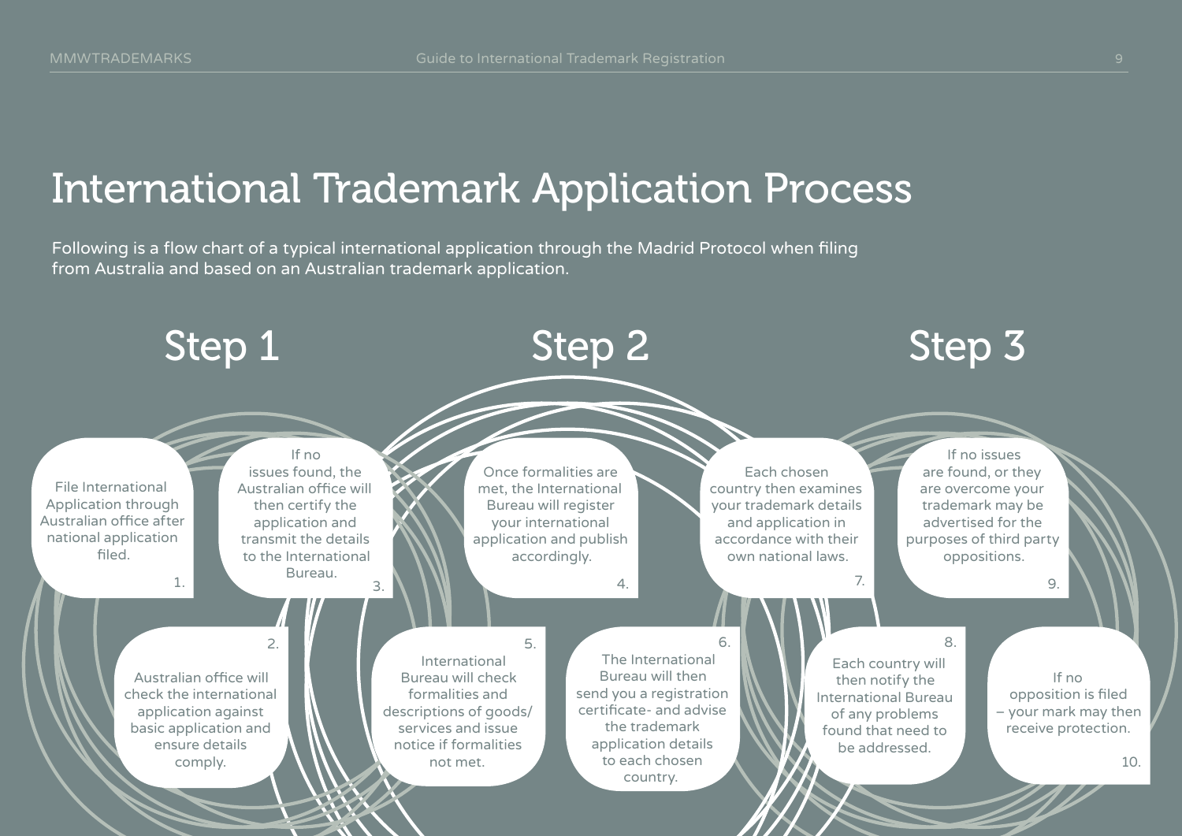# International Trademark Application Process

Following is a flow chart of a typical international application through the Madrid Protocol when filing from Australia and based on an Australian trademark application.

## Step 1

1. File International Application through Australian office after national application filed.

2. Australian office will check the international application against basic application and ensure details comply.

3. If no issues found, the Australian office will then certify the application and transmit the details to the International Bureau.

## Step 2

4. Once formalities are met, the International Bureau will register your international application and publish accordingly.

5. International Bureau will check formalities and descriptions of goods/services and issue notice if formalities not met.

6. The International Bureau will then send you a registration certificate- and advise the trademark application details to each chosen country.

## Step 3

7. Each chosen country then examines your trademark details and application in accordance with their own national laws.

8. Each country will then notify the International Bureau of any problems found that need to be addressed.

9. If no issues are found, or they are overcome your trademark may be advertised for the purposes of third party oppositions.

10. If no opposition is filed – your mark may then receive protection.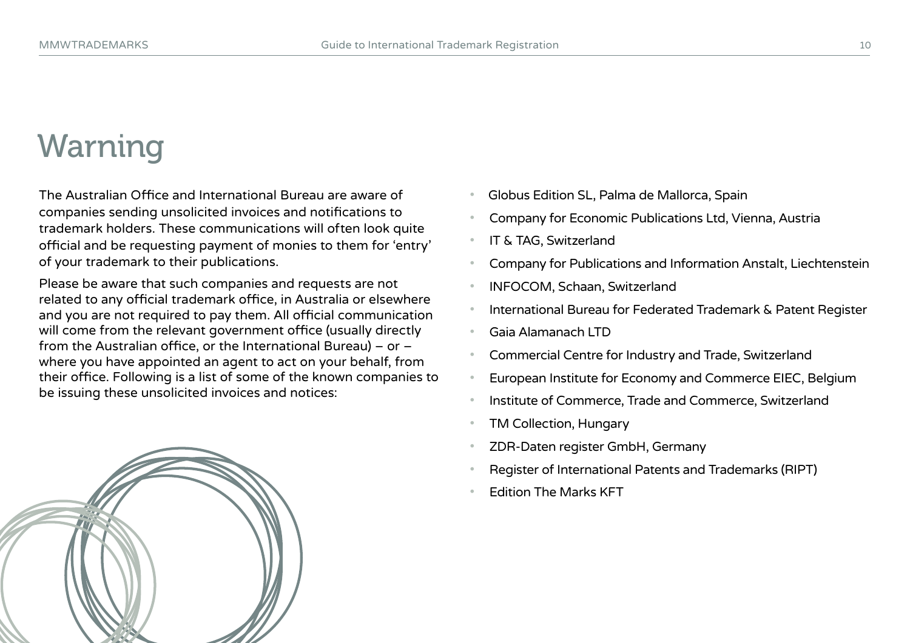# Warning

The Australian Office and International Bureau are aware of companies sending unsolicited invoices and notifications to trademark holders. These communications will often look quite official and be requesting payment of monies to them for 'entry' of your trademark to their publications.

Please be aware that such companies and requests are not related to any official trademark office, in Australia or elsewhere and you are not required to pay them. All official communication will come from the relevant government office (usually directly from the Australian office, or the International Bureau) – or – where you have appointed an agent to act on your behalf, from their office. Following is a list of some of the known companies to be issuing these unsolicited invoices and notices:

- Globus Edition SL, Palma de Mallorca, Spain
- Company for Economic Publications Ltd, Vienna, Austria
- IT & TAG, Switzerland
- Company for Publications and Information Anstalt, Liechtenstein
- INFOCOM, Schaan, Switzerland
- International Bureau for Federated Trademark & Patent Register
- Gaia Alamanach LTD
- Commercial Centre for Industry and Trade, Switzerland
- European Institute for Economy and Commerce EIEC, Belgium
- Institute of Commerce, Trade and Commerce, Switzerland
- TM Collection, Hungary
- ZDR-Daten register GmbH, Germany
- Register of International Patents and Trademarks (RIPT)
- Edition The Marks KFT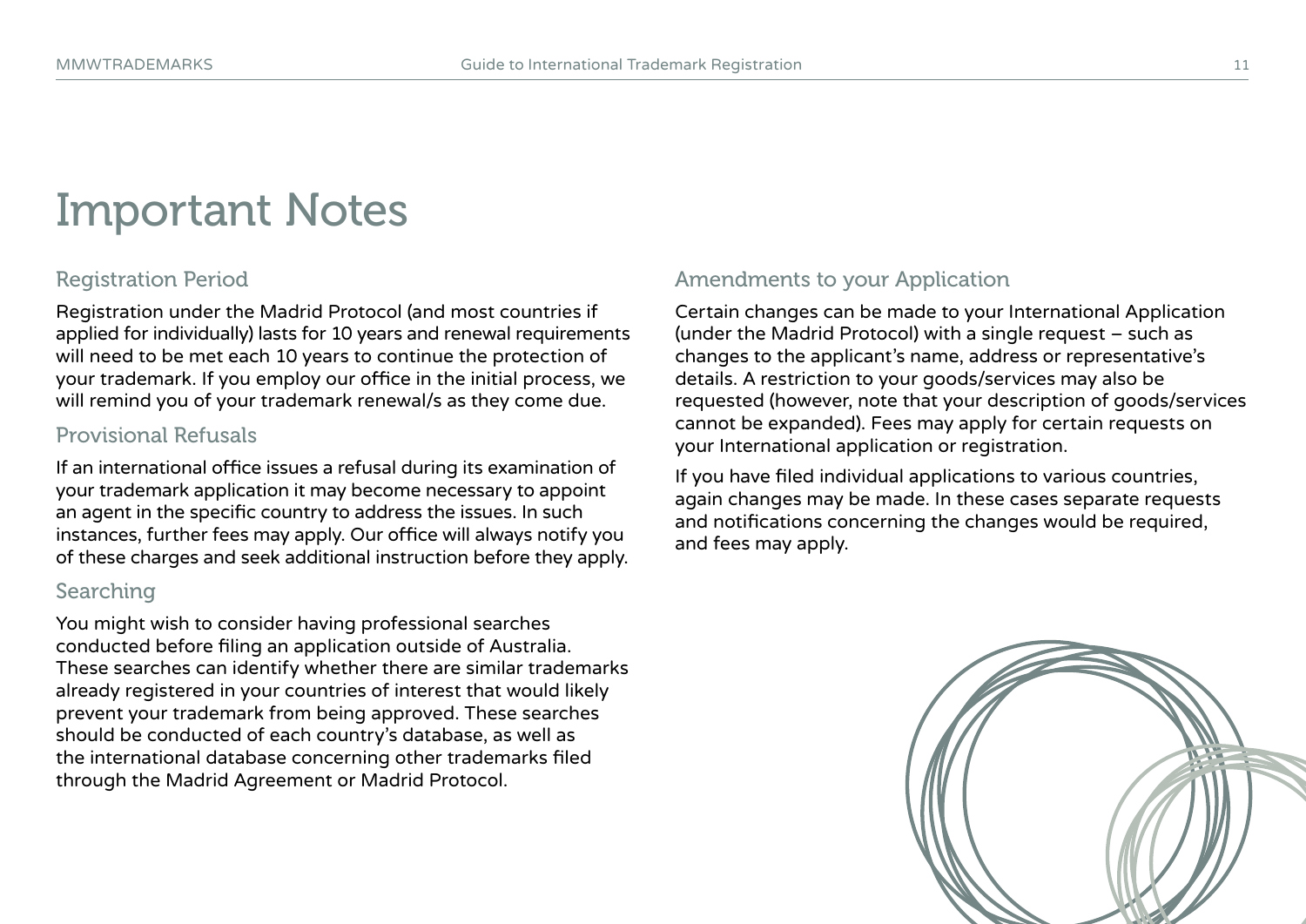# Important Notes

## Registration Period

Registration under the Madrid Protocol (and most countries if applied for individually) lasts for 10 years and renewal requirements will need to be met each 10 years to continue the protection of your trademark. If you employ our office in the initial process, we will remind you of your trademark renewal/s as they come due.

## Provisional Refusals

If an international office issues a refusal during its examination of your trademark application it may become necessary to appoint an agent in the specific country to address the issues. In such instances, further fees may apply. Our office will always notify you of these charges and seek additional instruction before they apply.

## Searching

You might wish to consider having professional searches conducted before filing an application outside of Australia. These searches can identify whether there are similar trademarks already registered in your countries of interest that would likely prevent your trademark from being approved. These searches should be conducted of each country's database, as well as the international database concerning other trademarks filed through the Madrid Agreement or Madrid Protocol.

## Amendments to your Application

Certain changes can be made to your International Application (under the Madrid Protocol) with a single request – such as changes to the applicant's name, address or representative's details. A restriction to your goods/services may also be requested (however, note that your description of goods/services cannot be expanded). Fees may apply for certain requests on your International application or registration.

If you have filed individual applications to various countries, again changes may be made. In these cases separate requests and notifications concerning the changes would be required, and fees may apply.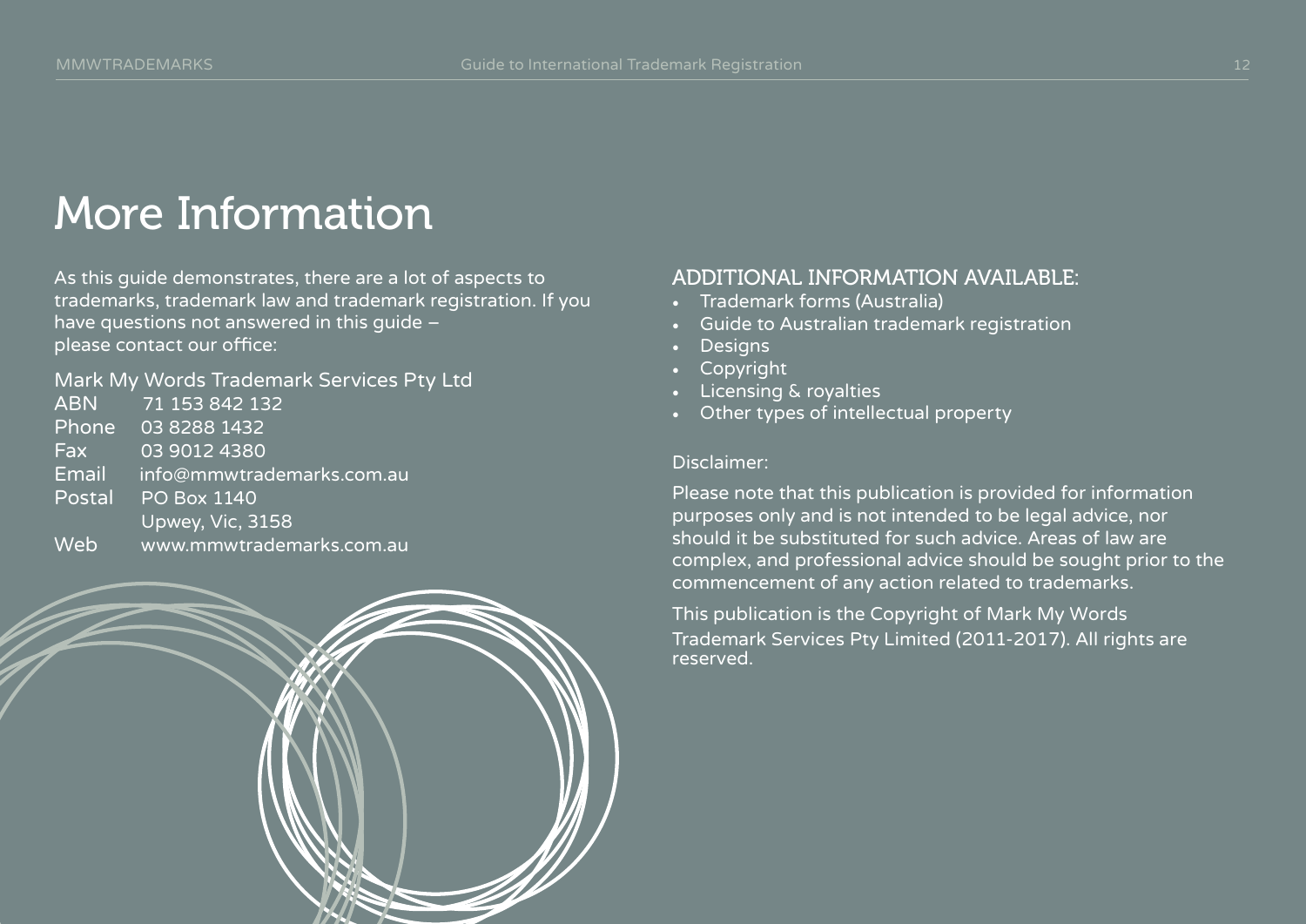# More Information

As this guide demonstrates, there are a lot of aspects to trademarks, trademark law and trademark registration. If you have questions not answered in this guide – please contact our office:

Mark My Words Trademark Services Pty Ltd

| | |
|---|---|
| ABN | 71 153 842 132 |
| Phone | 03 8288 1432 |
| Fax | 03 9012 4380 |
| Email | info@mmwtrademarks.com.au |
| Postal | PO Box 1140<br>Upwey, Vic, 3158 |
| Web | www.mmwtrademarks.com.au |

## ADDITIONAL INFORMATION AVAILABLE:

- Trademark forms (Australia)
- Guide to Australian trademark registration
- Designs
- Copyright
- Licensing & royalties
- Other types of intellectual property

Disclaimer:

Please note that this publication is provided for information purposes only and is not intended to be legal advice, nor should it be substituted for such advice. Areas of law are complex, and professional advice should be sought prior to the commencement of any action related to trademarks.

This publication is the Copyright of Mark My Words Trademark Services Pty Limited (2011-2017). All rights are reserved.